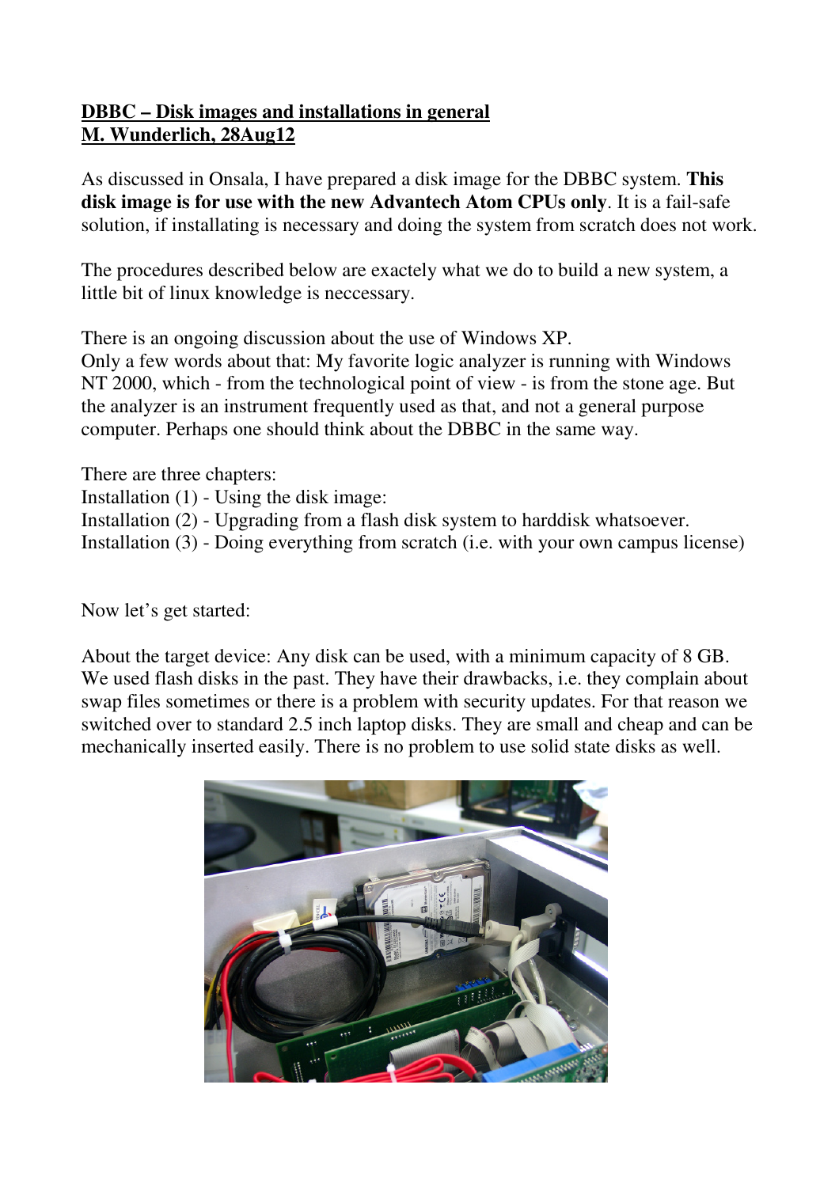**DBBC – Disk images and installations in general**
**M. Wunderlich, 28Aug12**

As discussed in Onsala, I have prepared a disk image for the DBBC system. **This disk image is for use with the new Advantech Atom CPUs only**. It is a fail-safe solution, if installating is necessary and doing the system from scratch does not work.

The procedures described below are exactely what we do to build a new system, a little bit of linux knowledge is neccessary.

There is an ongoing discussion about the use of Windows XP.
Only a few words about that: My favorite logic analyzer is running with Windows NT 2000, which - from the technological point of view - is from the stone age. But the analyzer is an instrument frequently used as that, and not a general purpose computer. Perhaps one should think about the DBBC in the same way.

There are three chapters:
Installation (1) - Using the disk image:
Installation (2) - Upgrading from a flash disk system to harddisk whatsoever.
Installation (3) - Doing everything from scratch (i.e. with your own campus license)

Now let's get started:

About the target device: Any disk can be used, with a minimum capacity of 8 GB. We used flash disks in the past. They have their drawbacks, i.e. they complain about swap files sometimes or there is a problem with security updates. For that reason we switched over to standard 2.5 inch laptop disks. They are small and cheap and can be mechanically inserted easily. There is no problem to use solid state disks as well.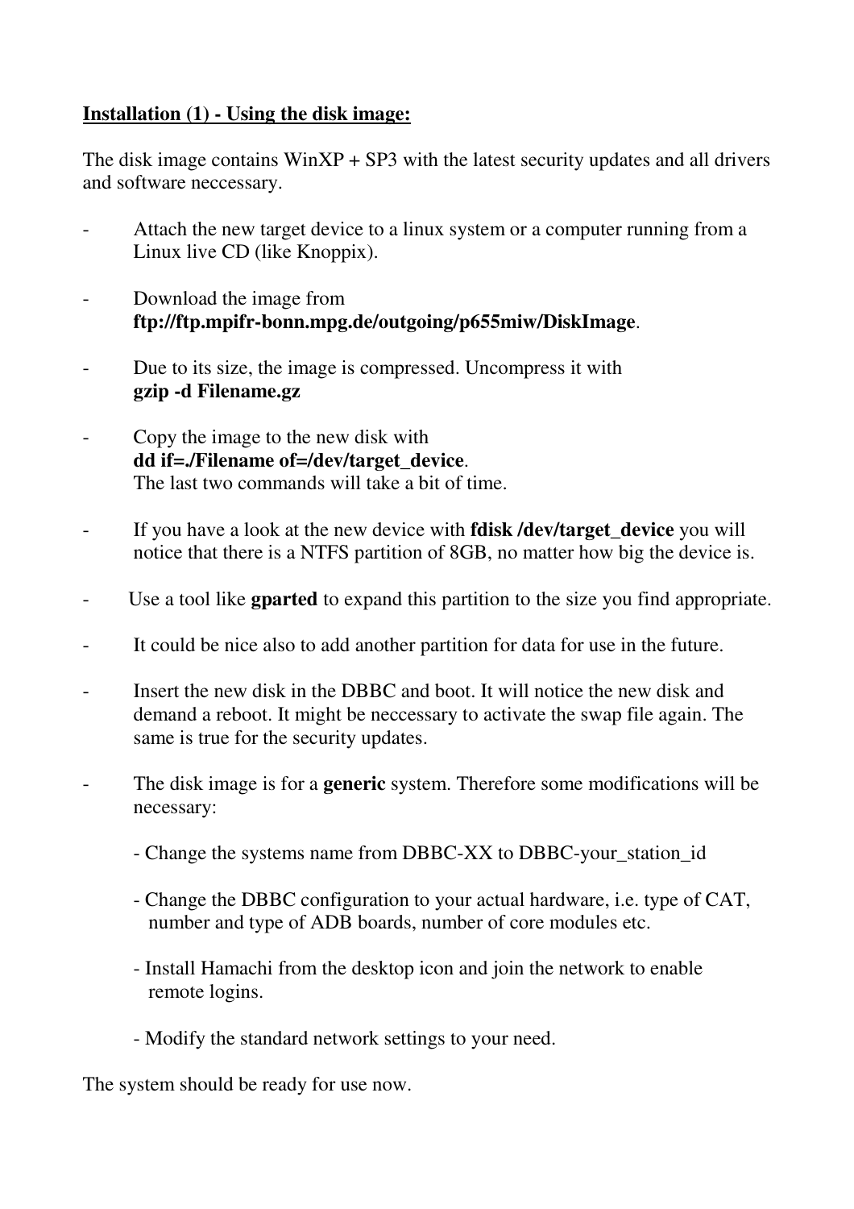**<u>Installation (1) - Using the disk image:</u>**

The disk image contains WinXP + SP3 with the latest security updates and all drivers and software neccessary.

- Attach the new target device to a linux system or a computer running from a Linux live CD (like Knoppix).

- Download the image from **ftp://ftp.mpifr-bonn.mpg.de/outgoing/p655miw/DiskImage**.

- Due to its size, the image is compressed. Uncompress it with **gzip -d Filename.gz**

- Copy the image to the new disk with **dd if=./Filename of=/dev/target_device**.
  The last two commands will take a bit of time.

- If you have a look at the new device with **fdisk /dev/target_device** you will notice that there is a NTFS partition of 8GB, no matter how big the device is.

- Use a tool like **gparted** to expand this partition to the size you find appropriate.

- It could be nice also to add another partition for data for use in the future.

- Insert the new disk in the DBBC and boot. It will notice the new disk and demand a reboot. It might be neccessary to activate the swap file again. The same is true for the security updates.

- The disk image is for a **generic** system. Therefore some modifications will be necessary:

  - Change the systems name from DBBC-XX to DBBC-your_station_id

  - Change the DBBC configuration to your actual hardware, i.e. type of CAT, number and type of ADB boards, number of core modules etc.

  - Install Hamachi from the desktop icon and join the network to enable remote logins.

  - Modify the standard network settings to your need.

The system should be ready for use now.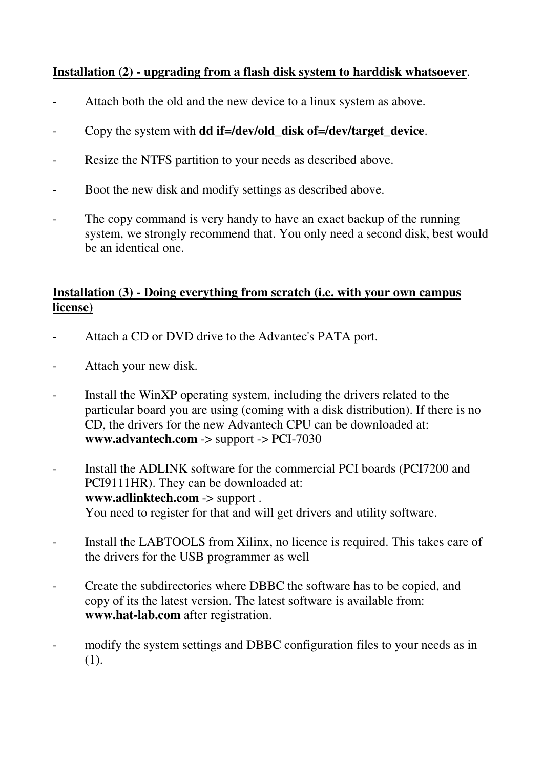**Installation (2) - upgrading from a flash disk system to harddisk whatsoever**.

- Attach both the old and the new device to a linux system as above.
- Copy the system with **dd if=/dev/old_disk of=/dev/target_device**.
- Resize the NTFS partition to your needs as described above.
- Boot the new disk and modify settings as described above.
- The copy command is very handy to have an exact backup of the running system, we strongly recommend that. You only need a second disk, best would be an identical one.

**Installation (3) - Doing everything from scratch (i.e. with your own campus license)**

- Attach a CD or DVD drive to the Advantec's PATA port.
- Attach your new disk.
- Install the WinXP operating system, including the drivers related to the particular board you are using (coming with a disk distribution). If there is no CD, the drivers for the new Advantech CPU can be downloaded at: **www.advantech.com** -> support -> PCI-7030
- Install the ADLINK software for the commercial PCI boards (PCI7200 and PCI9111HR). They can be downloaded at: **www.adlinktech.com** -> support . You need to register for that and will get drivers and utility software.
- Install the LABTOOLS from Xilinx, no licence is required. This takes care of the drivers for the USB programmer as well
- Create the subdirectories where DBBC the software has to be copied, and copy of its the latest version. The latest software is available from: **www.hat-lab.com** after registration.
- modify the system settings and DBBC configuration files to your needs as in (1).